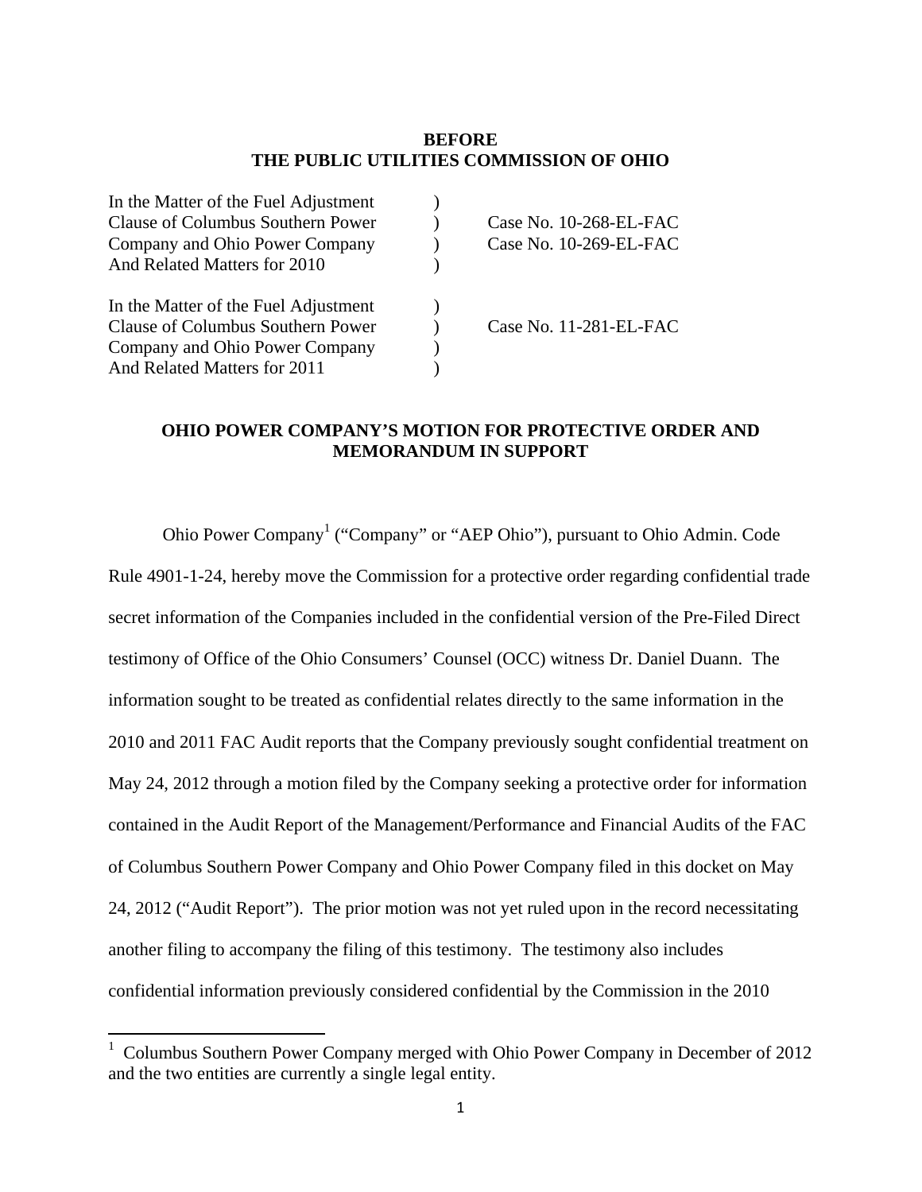**BEFORE**
**THE PUBLIC UTILITIES COMMISSION OF OHIO**

| | | |
|---|---|---|
| In the Matter of the Fuel Adjustment | ) | |
| Clause of Columbus Southern Power | ) | Case No. 10-268-EL-FAC |
| Company and Ohio Power Company | ) | Case No. 10-269-EL-FAC |
| And Related Matters for 2010 | ) | |
| | | |
| In the Matter of the Fuel Adjustment | ) | |
| Clause of Columbus Southern Power | ) | Case No. 11-281-EL-FAC |
| Company and Ohio Power Company | ) | |
| And Related Matters for 2011 | ) | |

**OHIO POWER COMPANY'S MOTION FOR PROTECTIVE ORDER AND MEMORANDUM IN SUPPORT**

Ohio Power Company[1] ("Company" or "AEP Ohio"), pursuant to Ohio Admin. Code Rule 4901-1-24, hereby move the Commission for a protective order regarding confidential trade secret information of the Companies included in the confidential version of the Pre-Filed Direct testimony of Office of the Ohio Consumers' Counsel (OCC) witness Dr. Daniel Duann. The information sought to be treated as confidential relates directly to the same information in the 2010 and 2011 FAC Audit reports that the Company previously sought confidential treatment on May 24, 2012 through a motion filed by the Company seeking a protective order for information contained in the Audit Report of the Management/Performance and Financial Audits of the FAC of Columbus Southern Power Company and Ohio Power Company filed in this docket on May 24, 2012 ("Audit Report"). The prior motion was not yet ruled upon in the record necessitating another filing to accompany the filing of this testimony. The testimony also includes confidential information previously considered confidential by the Commission in the 2010

[1] Columbus Southern Power Company merged with Ohio Power Company in December of 2012 and the two entities are currently a single legal entity.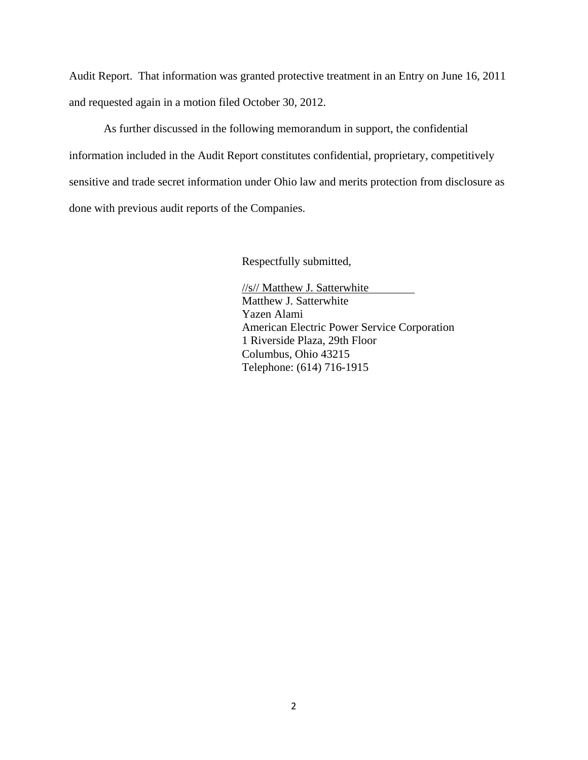Audit Report. That information was granted protective treatment in an Entry on June 16, 2011 and requested again in a motion filed October 30, 2012.

As further discussed in the following memorandum in support, the confidential information included in the Audit Report constitutes confidential, proprietary, competitively sensitive and trade secret information under Ohio law and merits protection from disclosure as done with previous audit reports of the Companies.

Respectfully submitted,

//s// Matthew J. Satterwhite  
Matthew J. Satterwhite  
Yazen Alami  
American Electric Power Service Corporation  
1 Riverside Plaza, 29th Floor  
Columbus, Ohio 43215  
Telephone: (614) 716-1915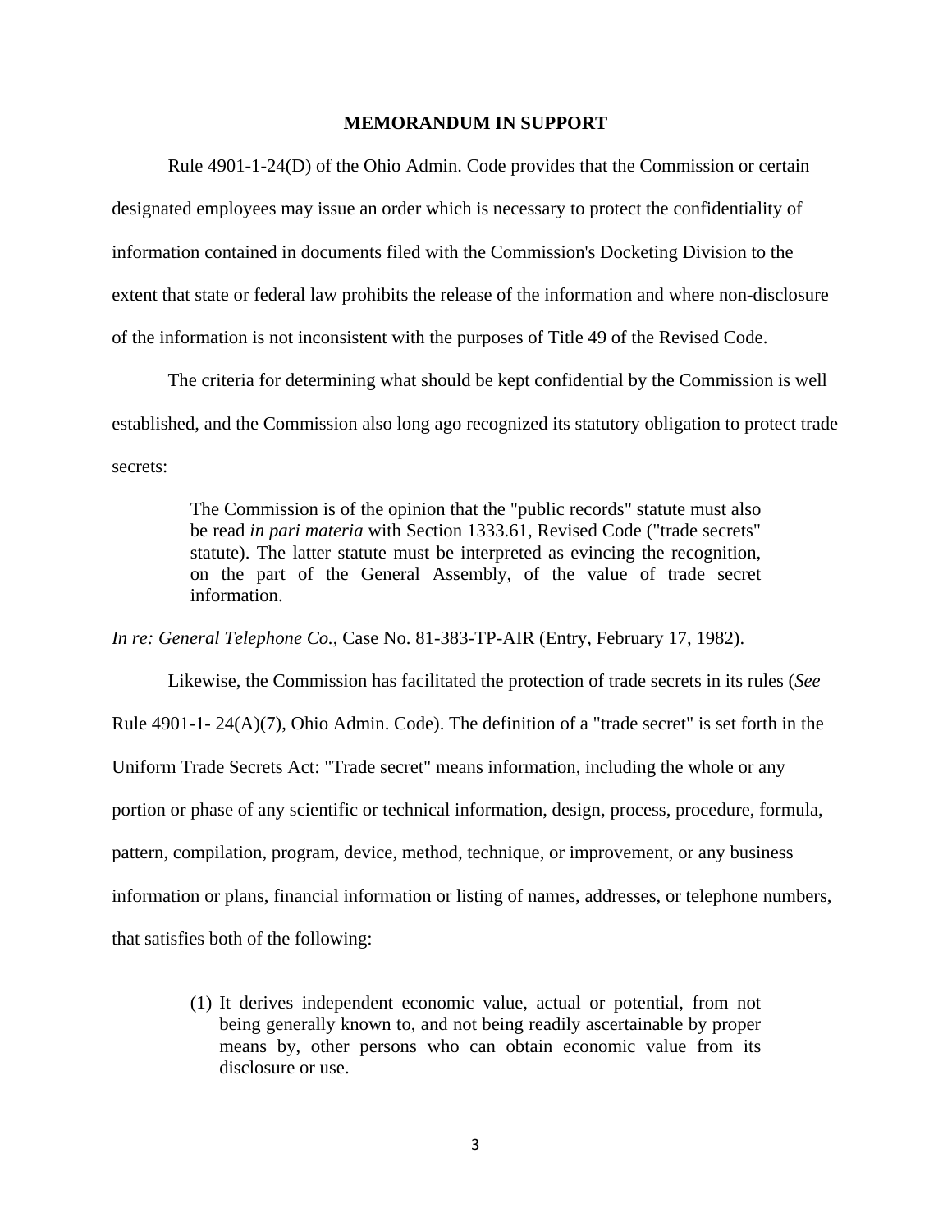**MEMORANDUM IN SUPPORT**

Rule 4901-1-24(D) of the Ohio Admin. Code provides that the Commission or certain designated employees may issue an order which is necessary to protect the confidentiality of information contained in documents filed with the Commission's Docketing Division to the extent that state or federal law prohibits the release of the information and where non-disclosure of the information is not inconsistent with the purposes of Title 49 of the Revised Code.

The criteria for determining what should be kept confidential by the Commission is well established, and the Commission also long ago recognized its statutory obligation to protect trade secrets:

> The Commission is of the opinion that the "public records" statute must also be read *in pari materia* with Section 1333.61, Revised Code ("trade secrets" statute). The latter statute must be interpreted as evincing the recognition, on the part of the General Assembly, of the value of trade secret information.

*In re: General Telephone Co.*, Case No. 81-383-TP-AIR (Entry, February 17, 1982).

Likewise, the Commission has facilitated the protection of trade secrets in its rules (*See* Rule 4901-1- 24(A)(7), Ohio Admin. Code). The definition of a "trade secret" is set forth in the Uniform Trade Secrets Act: "Trade secret" means information, including the whole or any portion or phase of any scientific or technical information, design, process, procedure, formula, pattern, compilation, program, device, method, technique, or improvement, or any business information or plans, financial information or listing of names, addresses, or telephone numbers, that satisfies both of the following:

> (1) It derives independent economic value, actual or potential, from not being generally known to, and not being readily ascertainable by proper means by, other persons who can obtain economic value from its disclosure or use.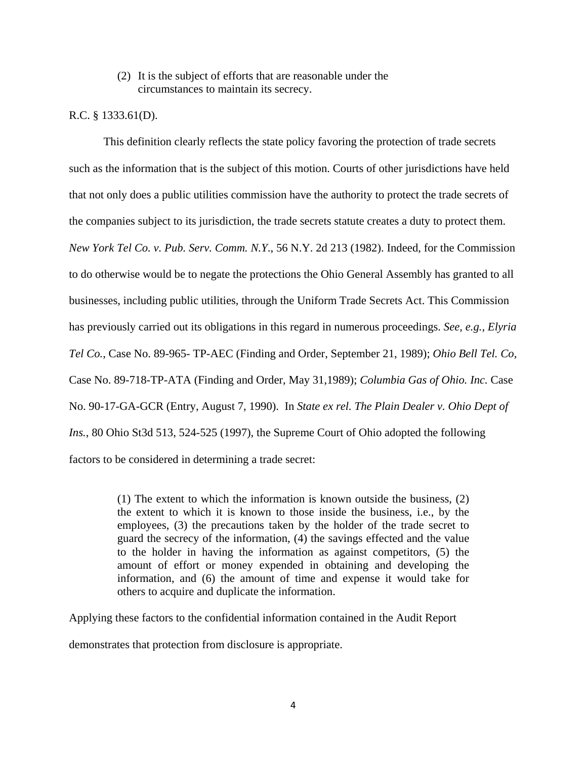> (2) It is the subject of efforts that are reasonable under the circumstances to maintain its secrecy.

R.C. § 1333.61(D).

This definition clearly reflects the state policy favoring the protection of trade secrets such as the information that is the subject of this motion. Courts of other jurisdictions have held that not only does a public utilities commission have the authority to protect the trade secrets of the companies subject to its jurisdiction, the trade secrets statute creates a duty to protect them. *New York Tel Co. v. Pub. Serv. Comm. N.Y.*, 56 N.Y. 2d 213 (1982). Indeed, for the Commission to do otherwise would be to negate the protections the Ohio General Assembly has granted to all businesses, including public utilities, through the Uniform Trade Secrets Act. This Commission has previously carried out its obligations in this regard in numerous proceedings. *See, e.g., Elyria Tel Co.*, Case No. 89-965- TP-AEC (Finding and Order, September 21, 1989); *Ohio Bell Tel. Co*, Case No. 89-718-TP-ATA (Finding and Order, May 31,1989); *Columbia Gas of Ohio. Inc.* Case No. 90-17-GA-GCR (Entry, August 7, 1990). In *State ex rel. The Plain Dealer v. Ohio Dept of Ins.*, 80 Ohio St3d 513, 524-525 (1997), the Supreme Court of Ohio adopted the following factors to be considered in determining a trade secret:

> (1) The extent to which the information is known outside the business, (2) the extent to which it is known to those inside the business, i.e., by the employees, (3) the precautions taken by the holder of the trade secret to guard the secrecy of the information, (4) the savings effected and the value to the holder in having the information as against competitors, (5) the amount of effort or money expended in obtaining and developing the information, and (6) the amount of time and expense it would take for others to acquire and duplicate the information.

Applying these factors to the confidential information contained in the Audit Report demonstrates that protection from disclosure is appropriate.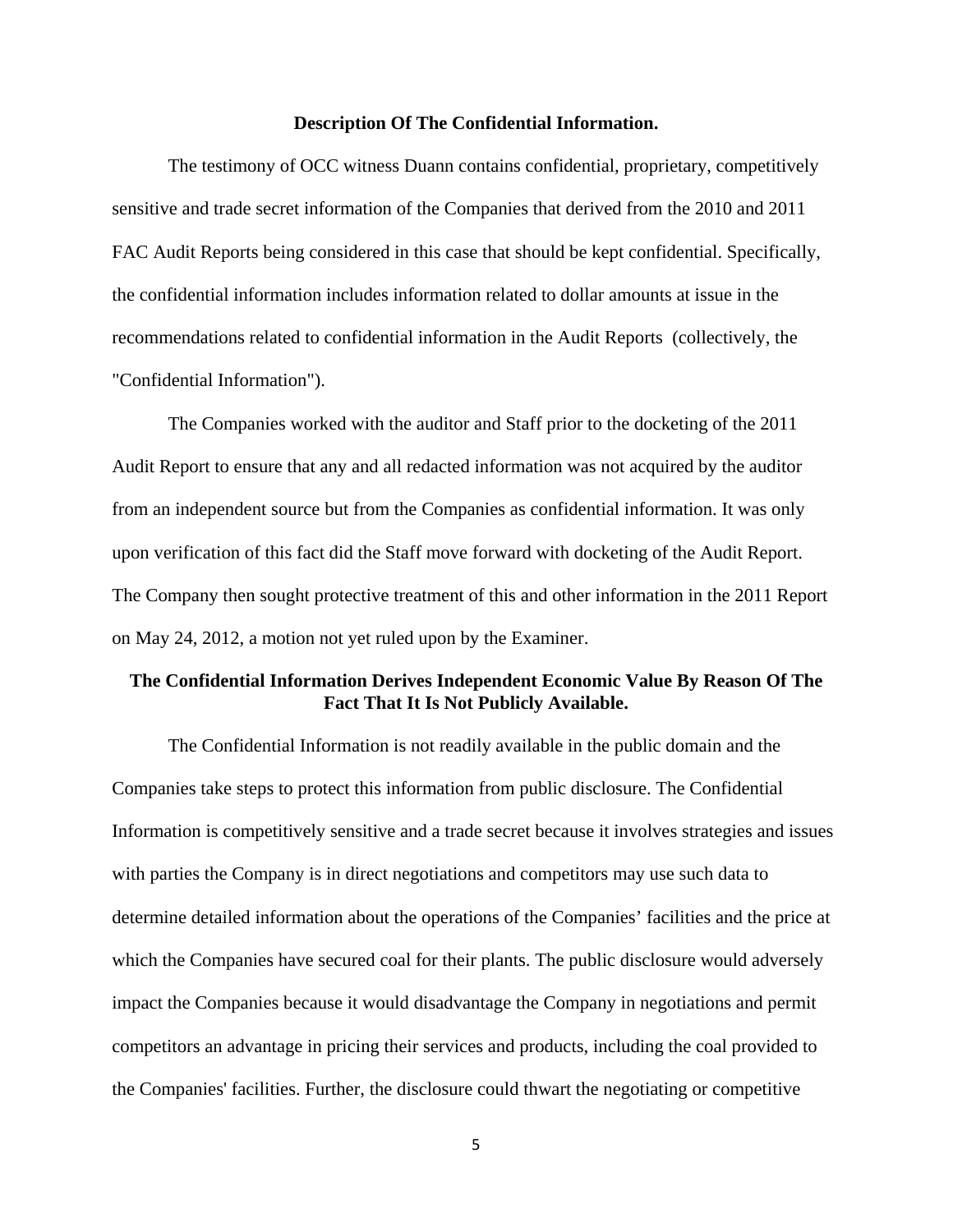**Description Of The Confidential Information.**

The testimony of OCC witness Duann contains confidential, proprietary, competitively sensitive and trade secret information of the Companies that derived from the 2010 and 2011 FAC Audit Reports being considered in this case that should be kept confidential. Specifically, the confidential information includes information related to dollar amounts at issue in the recommendations related to confidential information in the Audit Reports (collectively, the "Confidential Information").

The Companies worked with the auditor and Staff prior to the docketing of the 2011 Audit Report to ensure that any and all redacted information was not acquired by the auditor from an independent source but from the Companies as confidential information. It was only upon verification of this fact did the Staff move forward with docketing of the Audit Report. The Company then sought protective treatment of this and other information in the 2011 Report on May 24, 2012, a motion not yet ruled upon by the Examiner.

**The Confidential Information Derives Independent Economic Value By Reason Of The Fact That It Is Not Publicly Available.**

The Confidential Information is not readily available in the public domain and the Companies take steps to protect this information from public disclosure. The Confidential Information is competitively sensitive and a trade secret because it involves strategies and issues with parties the Company is in direct negotiations and competitors may use such data to determine detailed information about the operations of the Companies' facilities and the price at which the Companies have secured coal for their plants. The public disclosure would adversely impact the Companies because it would disadvantage the Company in negotiations and permit competitors an advantage in pricing their services and products, including the coal provided to the Companies' facilities. Further, the disclosure could thwart the negotiating or competitive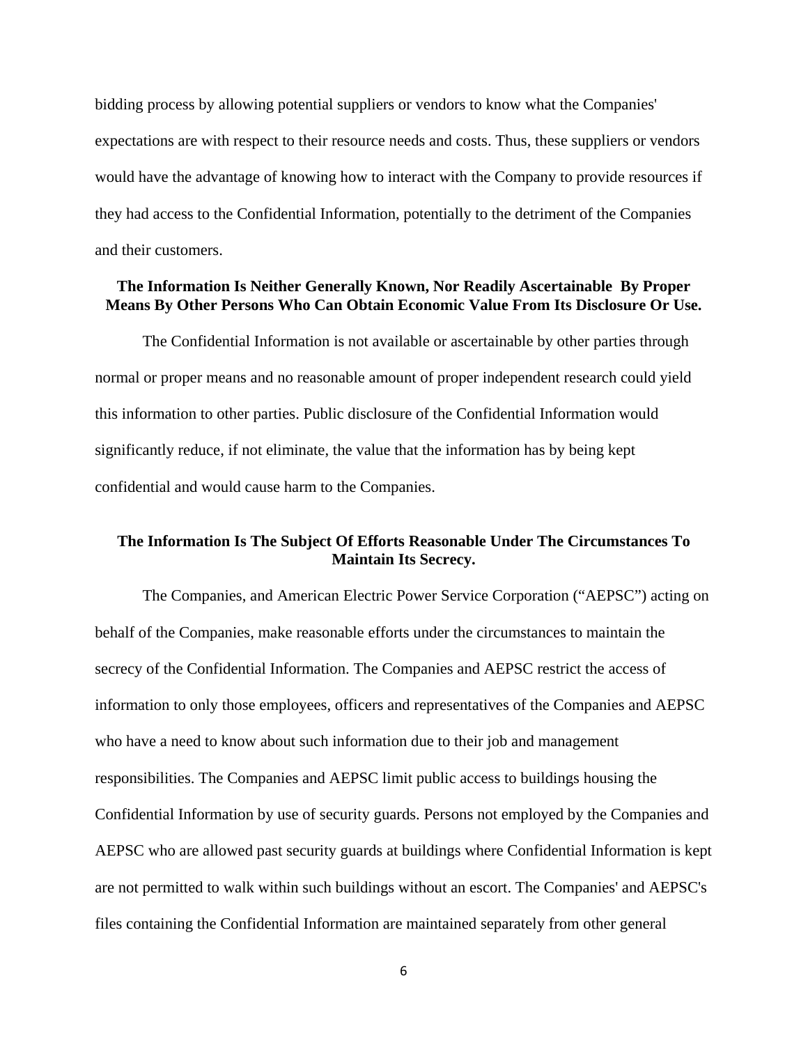bidding process by allowing potential suppliers or vendors to know what the Companies' expectations are with respect to their resource needs and costs. Thus, these suppliers or vendors would have the advantage of knowing how to interact with the Company to provide resources if they had access to the Confidential Information, potentially to the detriment of the Companies and their customers.

**The Information Is Neither Generally Known, Nor Readily Ascertainable By Proper Means By Other Persons Who Can Obtain Economic Value From Its Disclosure Or Use.**

The Confidential Information is not available or ascertainable by other parties through normal or proper means and no reasonable amount of proper independent research could yield this information to other parties. Public disclosure of the Confidential Information would significantly reduce, if not eliminate, the value that the information has by being kept confidential and would cause harm to the Companies.

**The Information Is The Subject Of Efforts Reasonable Under The Circumstances To Maintain Its Secrecy.**

The Companies, and American Electric Power Service Corporation ("AEPSC") acting on behalf of the Companies, make reasonable efforts under the circumstances to maintain the secrecy of the Confidential Information. The Companies and AEPSC restrict the access of information to only those employees, officers and representatives of the Companies and AEPSC who have a need to know about such information due to their job and management responsibilities. The Companies and AEPSC limit public access to buildings housing the Confidential Information by use of security guards. Persons not employed by the Companies and AEPSC who are allowed past security guards at buildings where Confidential Information is kept are not permitted to walk within such buildings without an escort. The Companies' and AEPSC's files containing the Confidential Information are maintained separately from other general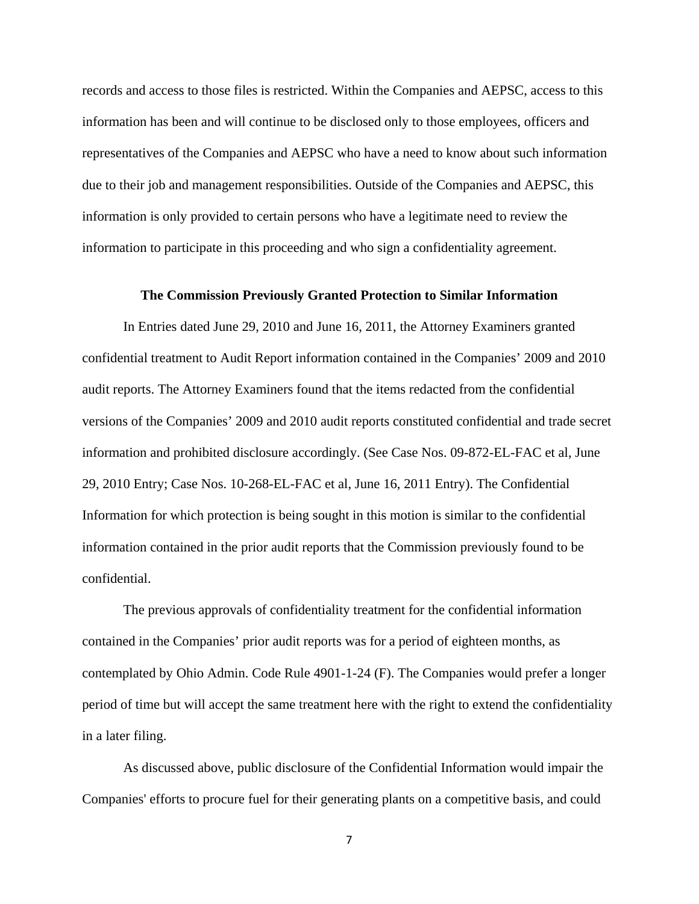records and access to those files is restricted. Within the Companies and AEPSC, access to this information has been and will continue to be disclosed only to those employees, officers and representatives of the Companies and AEPSC who have a need to know about such information due to their job and management responsibilities. Outside of the Companies and AEPSC, this information is only provided to certain persons who have a legitimate need to review the information to participate in this proceeding and who sign a confidentiality agreement.

**The Commission Previously Granted Protection to Similar Information**

In Entries dated June 29, 2010 and June 16, 2011, the Attorney Examiners granted confidential treatment to Audit Report information contained in the Companies' 2009 and 2010 audit reports. The Attorney Examiners found that the items redacted from the confidential versions of the Companies' 2009 and 2010 audit reports constituted confidential and trade secret information and prohibited disclosure accordingly. (See Case Nos. 09-872-EL-FAC et al, June 29, 2010 Entry; Case Nos. 10-268-EL-FAC et al, June 16, 2011 Entry). The Confidential Information for which protection is being sought in this motion is similar to the confidential information contained in the prior audit reports that the Commission previously found to be confidential.

The previous approvals of confidentiality treatment for the confidential information contained in the Companies' prior audit reports was for a period of eighteen months, as contemplated by Ohio Admin. Code Rule 4901-1-24 (F). The Companies would prefer a longer period of time but will accept the same treatment here with the right to extend the confidentiality in a later filing.

As discussed above, public disclosure of the Confidential Information would impair the Companies' efforts to procure fuel for their generating plants on a competitive basis, and could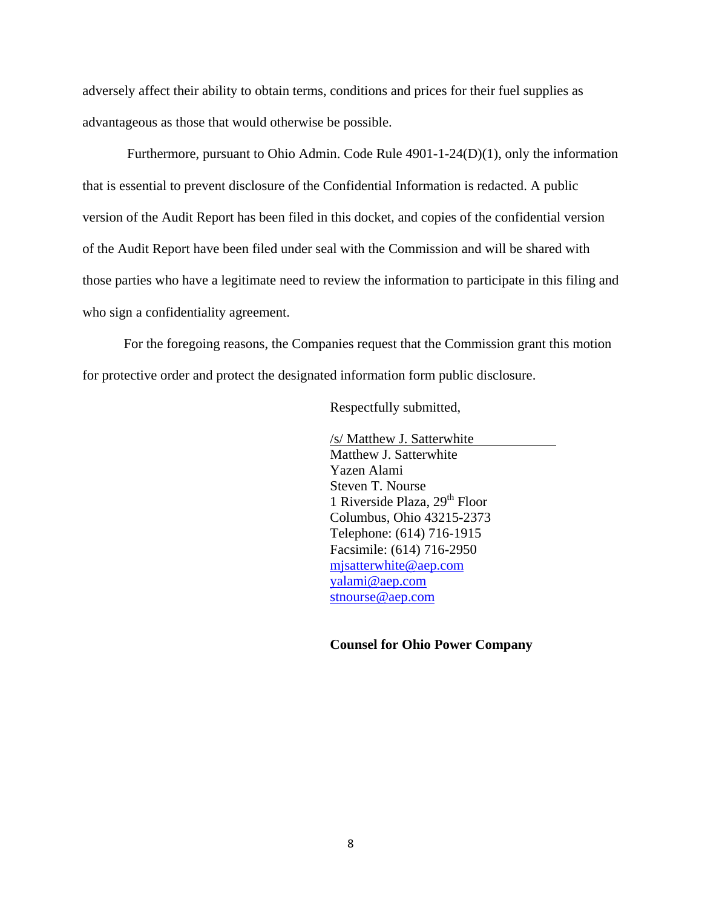adversely affect their ability to obtain terms, conditions and prices for their fuel supplies as advantageous as those that would otherwise be possible.

Furthermore, pursuant to Ohio Admin. Code Rule 4901-1-24(D)(1), only the information that is essential to prevent disclosure of the Confidential Information is redacted. A public version of the Audit Report has been filed in this docket, and copies of the confidential version of the Audit Report have been filed under seal with the Commission and will be shared with those parties who have a legitimate need to review the information to participate in this filing and who sign a confidentiality agreement.

For the foregoing reasons, the Companies request that the Commission grant this motion for protective order and protect the designated information form public disclosure.

Respectfully submitted,

/s/ Matthew J. Satterwhite
Matthew J. Satterwhite
Yazen Alami
Steven T. Nourse
1 Riverside Plaza, 29th Floor
Columbus, Ohio 43215-2373
Telephone: (614) 716-1915
Facsimile: (614) 716-2950
mjsatterwhite@aep.com
yalami@aep.com
stnourse@aep.com

**Counsel for Ohio Power Company**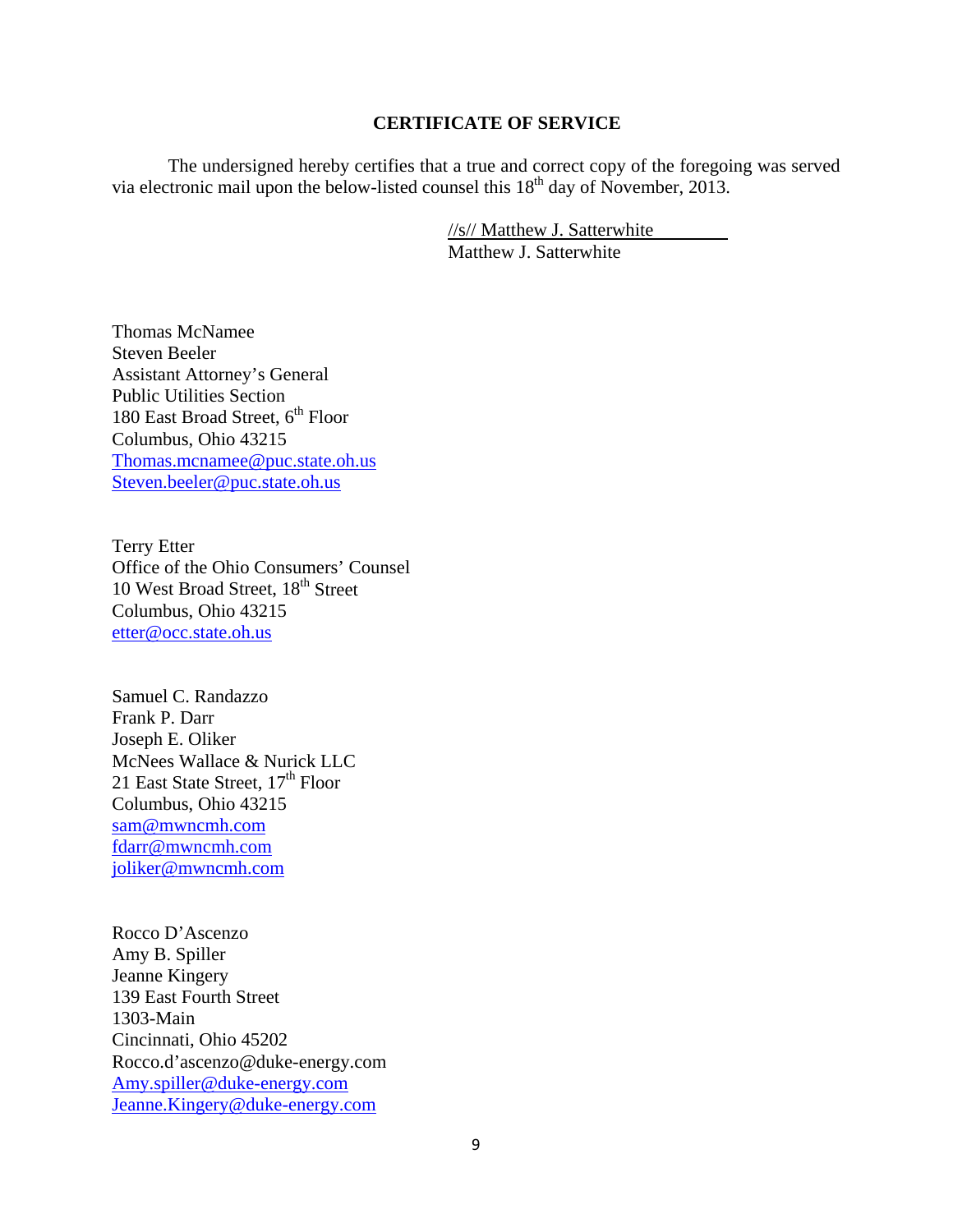## CERTIFICATE OF SERVICE

The undersigned hereby certifies that a true and correct copy of the foregoing was served via electronic mail upon the below-listed counsel this 18th day of November, 2013.

//s// Matthew J. Satterwhite
Matthew J. Satterwhite

Thomas McNamee
Steven Beeler
Assistant Attorney's General
Public Utilities Section
180 East Broad Street, 6th Floor
Columbus, Ohio 43215
Thomas.mcnamee@puc.state.oh.us
Steven.beeler@puc.state.oh.us

Terry Etter
Office of the Ohio Consumers' Counsel
10 West Broad Street, 18th Street
Columbus, Ohio 43215
etter@occ.state.oh.us

Samuel C. Randazzo
Frank P. Darr
Joseph E. Oliker
McNees Wallace & Nurick LLC
21 East State Street, 17th Floor
Columbus, Ohio 43215
sam@mwncmh.com
fdarr@mwncmh.com
joliker@mwncmh.com

Rocco D'Ascenzo
Amy B. Spiller
Jeanne Kingery
139 East Fourth Street
1303-Main
Cincinnati, Ohio 45202
Rocco.d'ascenzo@duke-energy.com
Amy.spiller@duke-energy.com
Jeanne.Kingery@duke-energy.com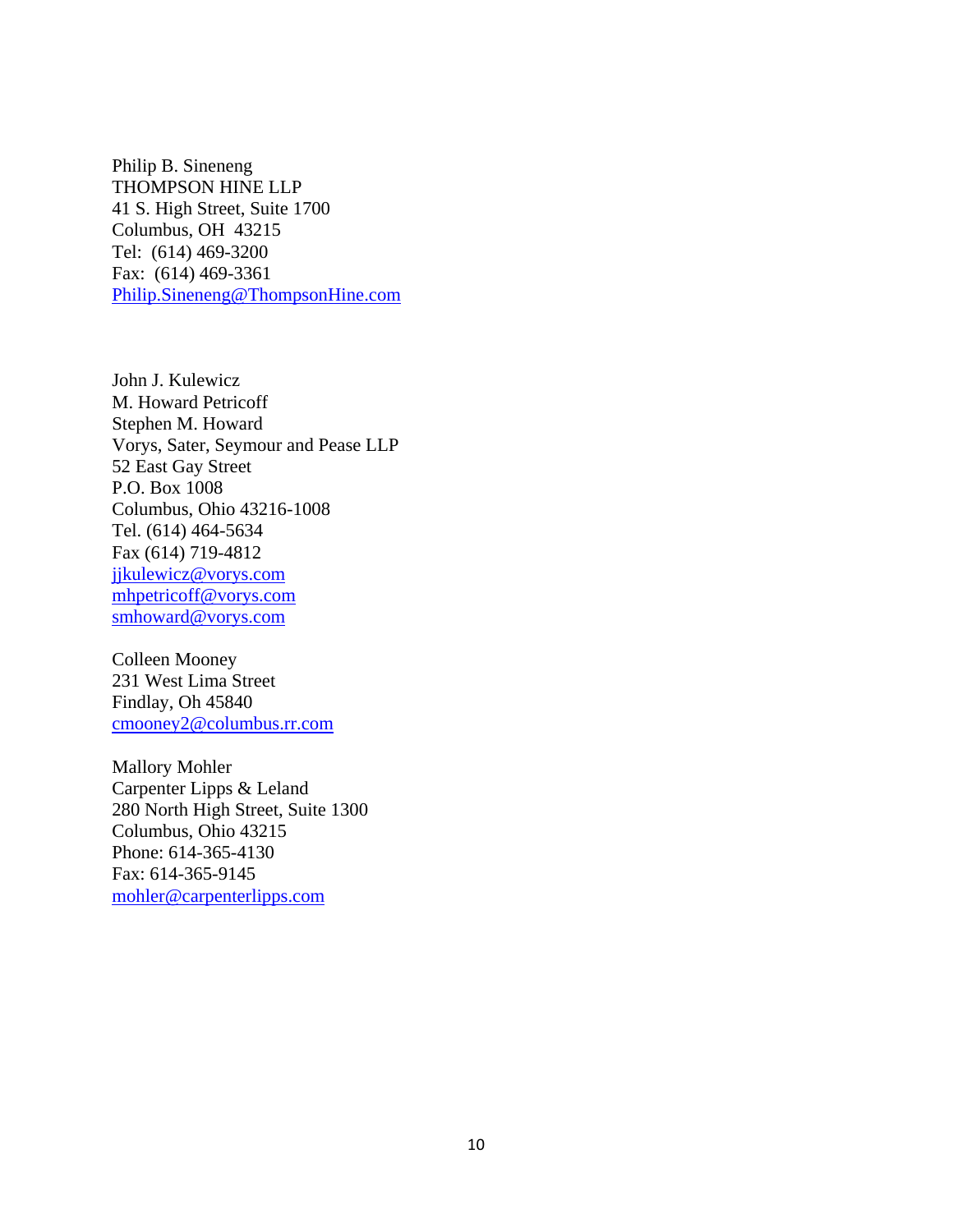Philip B. Sineneng  
THOMPSON HINE LLP  
41 S. High Street, Suite 1700  
Columbus, OH 43215  
Tel: (614) 469-3200  
Fax: (614) 469-3361  
Philip.Sineneng@ThompsonHine.com

John J. Kulewicz  
M. Howard Petricoff  
Stephen M. Howard  
Vorys, Sater, Seymour and Pease LLP  
52 East Gay Street  
P.O. Box 1008  
Columbus, Ohio 43216-1008  
Tel. (614) 464-5634  
Fax (614) 719-4812  
jjkulewicz@vorys.com  
mhpetricoff@vorys.com  
smhoward@vorys.com

Colleen Mooney  
231 West Lima Street  
Findlay, Oh 45840  
cmooney2@columbus.rr.com

Mallory Mohler  
Carpenter Lipps & Leland  
280 North High Street, Suite 1300  
Columbus, Ohio 43215  
Phone: 614-365-4130  
Fax: 614-365-9145  
mohler@carpenterlipps.com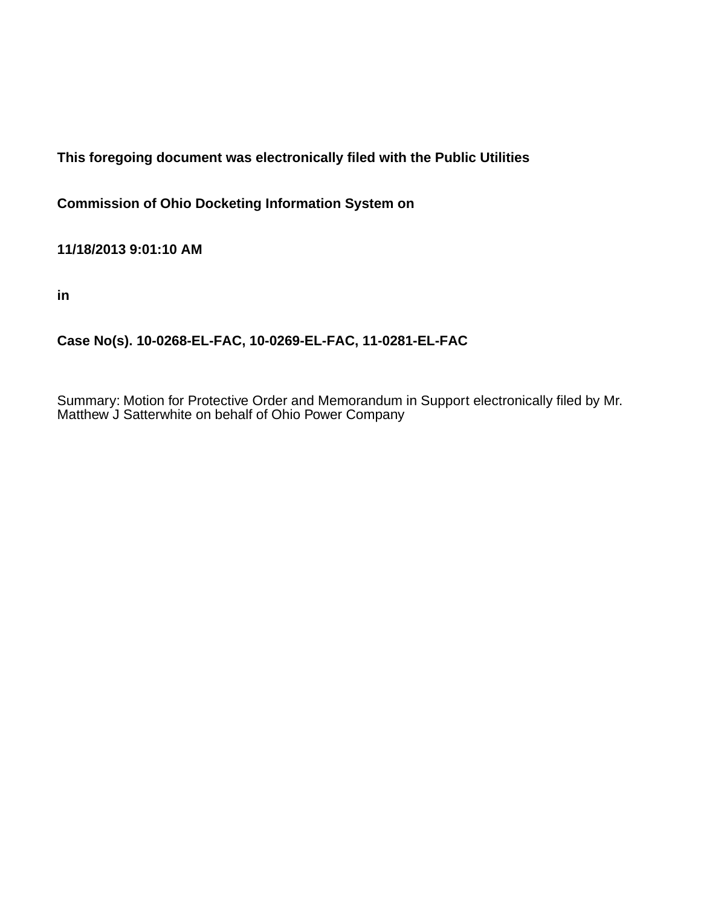**This foregoing document was electronically filed with the Public Utilities**

**Commission of Ohio Docketing Information System on**

**11/18/2013 9:01:10 AM**

**in**

**Case No(s). 10-0268-EL-FAC, 10-0269-EL-FAC, 11-0281-EL-FAC**

Summary: Motion for Protective Order and Memorandum in Support electronically filed by Mr. Matthew J Satterwhite on behalf of Ohio Power Company